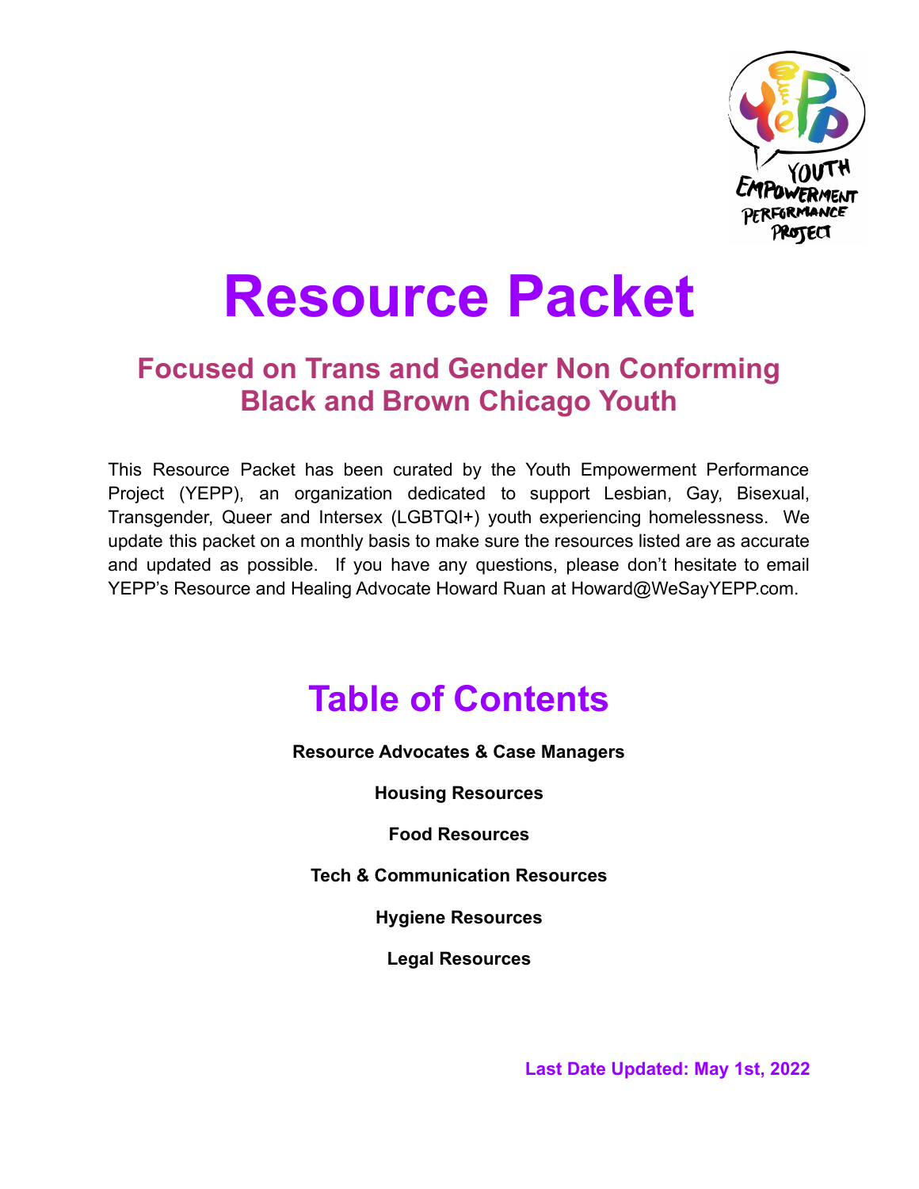# Resource Packet

## Focused on Trans and Gender Non Conforming Black and Brown Chicago Youth

This Resource Packet has been curated by the Youth Empowerment Performance Project (YEPP), an organization dedicated to support Lesbian, Gay, Bisexual, Transgender, Queer and Intersex (LGBTQI+) youth experiencing homelessness. We update this packet on a monthly basis to make sure the resources listed are as accurate and updated as possible. If you have any questions, please don't hesitate to email YEPP's Resource and Healing Advocate Howard Ruan at Howard@WeSayYEPP.com.

## Table of Contents

**Resource Advocates & Case Managers**

**Housing Resources**

**Food Resources**

**Tech & Communication Resources**

**Hygiene Resources**

**Legal Resources**

**Last Date Updated: May 1st, 2022**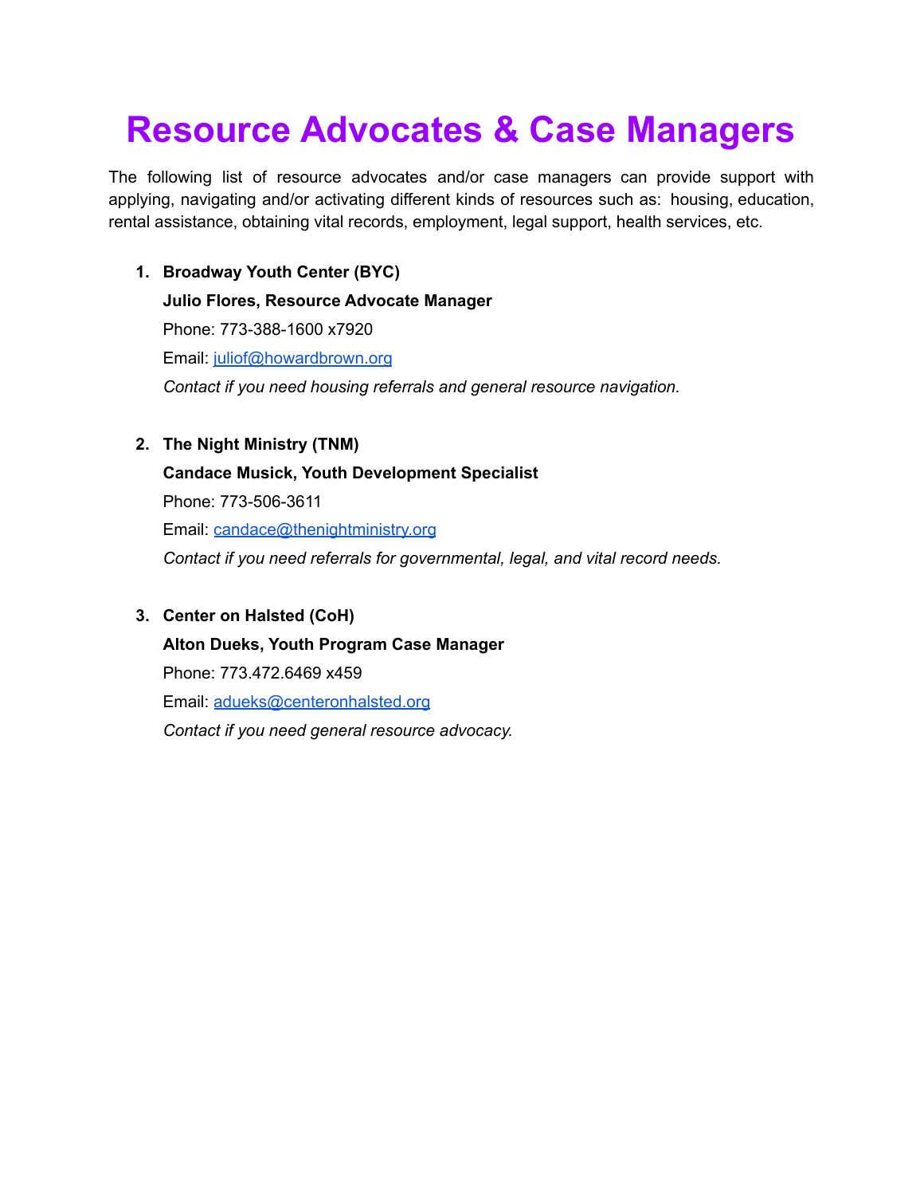# Resource Advocates & Case Managers

The following list of resource advocates and/or case managers can provide support with applying, navigating and/or activating different kinds of resources such as: housing, education, rental assistance, obtaining vital records, employment, legal support, health services, etc.

1. **Broadway Youth Center (BYC)**
   **Julio Flores, Resource Advocate Manager**
   Phone: 773-388-1600 x7920
   Email: [juliof@howardbrown.org](mailto:juliof@howardbrown.org)
   *Contact if you need housing referrals and general resource navigation.*

2. **The Night Ministry (TNM)**
   **Candace Musick, Youth Development Specialist**
   Phone: 773-506-3611
   Email: [candace@thenightministry.org](mailto:candace@thenightministry.org)
   *Contact if you need referrals for governmental, legal, and vital record needs.*

3. **Center on Halsted (CoH)**
   **Alton Dueks, Youth Program Case Manager**
   Phone: 773.472.6469 x459
   Email: [adueks@centeronhalsted.org](mailto:adueks@centeronhalsted.org)
   *Contact if you need general resource advocacy.*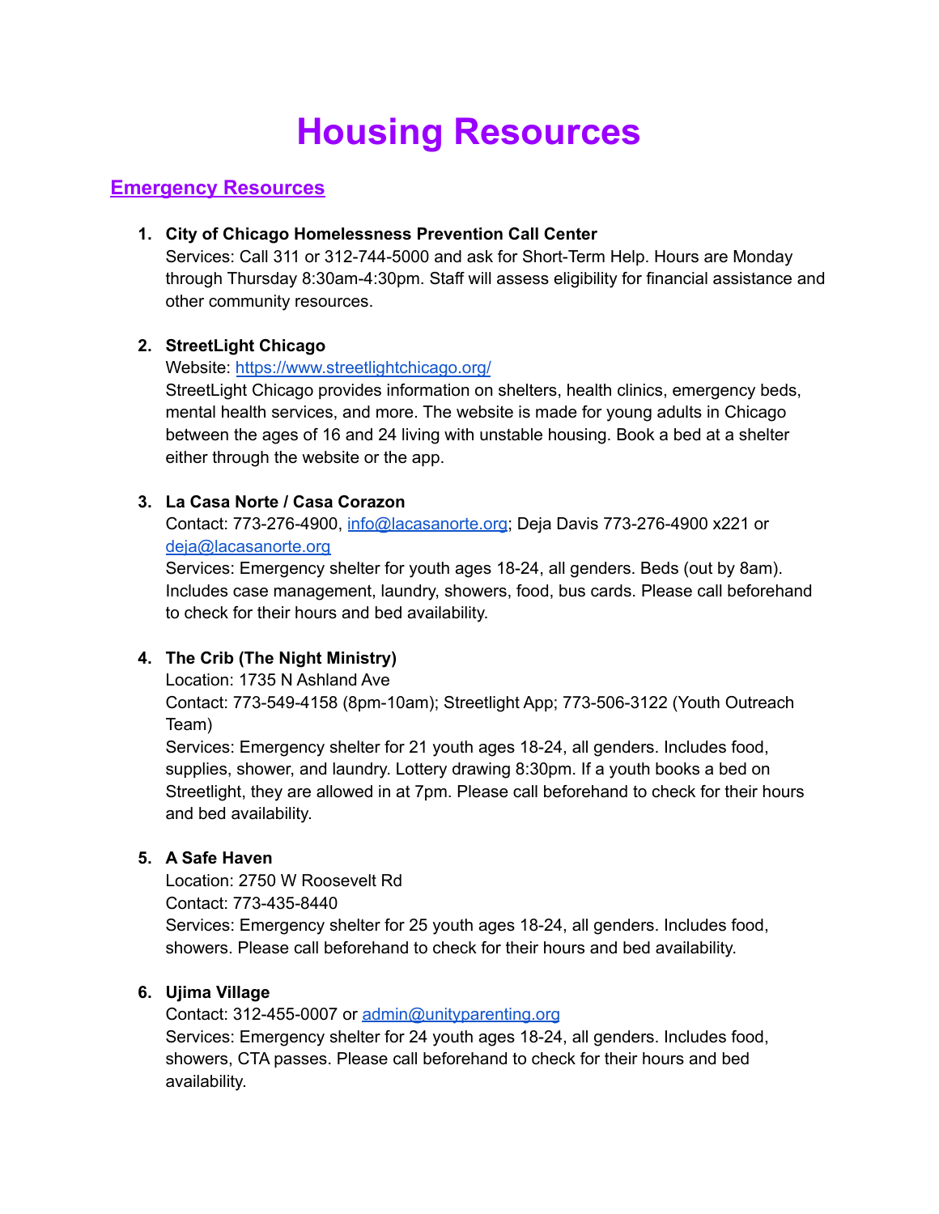# Housing Resources

## Emergency Resources

1. **City of Chicago Homelessness Prevention Call Center**
   Services: Call 311 or 312-744-5000 and ask for Short-Term Help. Hours are Monday through Thursday 8:30am-4:30pm. Staff will assess eligibility for financial assistance and other community resources.

2. **StreetLight Chicago**
   Website: https://www.streetlightchicago.org/
   StreetLight Chicago provides information on shelters, health clinics, emergency beds, mental health services, and more. The website is made for young adults in Chicago between the ages of 16 and 24 living with unstable housing. Book a bed at a shelter either through the website or the app.

3. **La Casa Norte / Casa Corazon**
   Contact: 773-276-4900, info@lacasanorte.org; Deja Davis 773-276-4900 x221 or deja@lacasanorte.org
   Services: Emergency shelter for youth ages 18-24, all genders. Beds (out by 8am). Includes case management, laundry, showers, food, bus cards. Please call beforehand to check for their hours and bed availability.

4. **The Crib (The Night Ministry)**
   Location: 1735 N Ashland Ave
   Contact: 773-549-4158 (8pm-10am); Streetlight App; 773-506-3122 (Youth Outreach Team)
   Services: Emergency shelter for 21 youth ages 18-24, all genders. Includes food, supplies, shower, and laundry. Lottery drawing 8:30pm. If a youth books a bed on Streetlight, they are allowed in at 7pm. Please call beforehand to check for their hours and bed availability.

5. **A Safe Haven**
   Location: 2750 W Roosevelt Rd
   Contact: 773-435-8440
   Services: Emergency shelter for 25 youth ages 18-24, all genders. Includes food, showers. Please call beforehand to check for their hours and bed availability.

6. **Ujima Village**
   Contact: 312-455-0007 or admin@unityparenting.org
   Services: Emergency shelter for 24 youth ages 18-24, all genders. Includes food, showers, CTA passes. Please call beforehand to check for their hours and bed availability.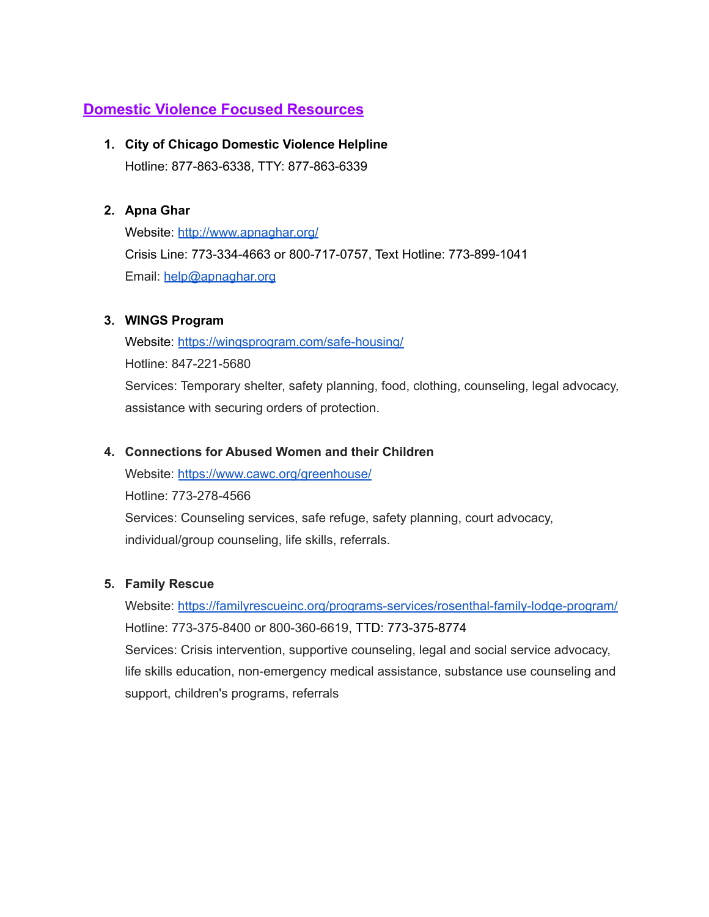## [Domestic Violence Focused Resources]

1. **City of Chicago Domestic Violence Helpline**
   Hotline: 877-863-6338, TTY: 877-863-6339

2. **Apna Ghar**
   Website: [http://www.apnaghar.org/](http://www.apnaghar.org/)
   Crisis Line: 773-334-4663 or 800-717-0757, Text Hotline: 773-899-1041
   Email: [help@apnaghar.org](mailto:help@apnaghar.org)

3. **WINGS Program**
   Website: [https://wingsprogram.com/safe-housing/](https://wingsprogram.com/safe-housing/)
   Hotline: 847-221-5680
   Services: Temporary shelter, safety planning, food, clothing, counseling, legal advocacy, assistance with securing orders of protection.

4. **Connections for Abused Women and their Children**
   Website: [https://www.cawc.org/greenhouse/](https://www.cawc.org/greenhouse/)
   Hotline: 773-278-4566
   Services: Counseling services, safe refuge, safety planning, court advocacy, individual/group counseling, life skills, referrals.

5. **Family Rescue**
   Website: [https://familyrescueinc.org/programs-services/rosenthal-family-lodge-program/](https://familyrescueinc.org/programs-services/rosenthal-family-lodge-program/)
   Hotline: 773-375-8400 or 800-360-6619, TTD: 773-375-8774
   Services: Crisis intervention, supportive counseling, legal and social service advocacy, life skills education, non-emergency medical assistance, substance use counseling and support, children's programs, referrals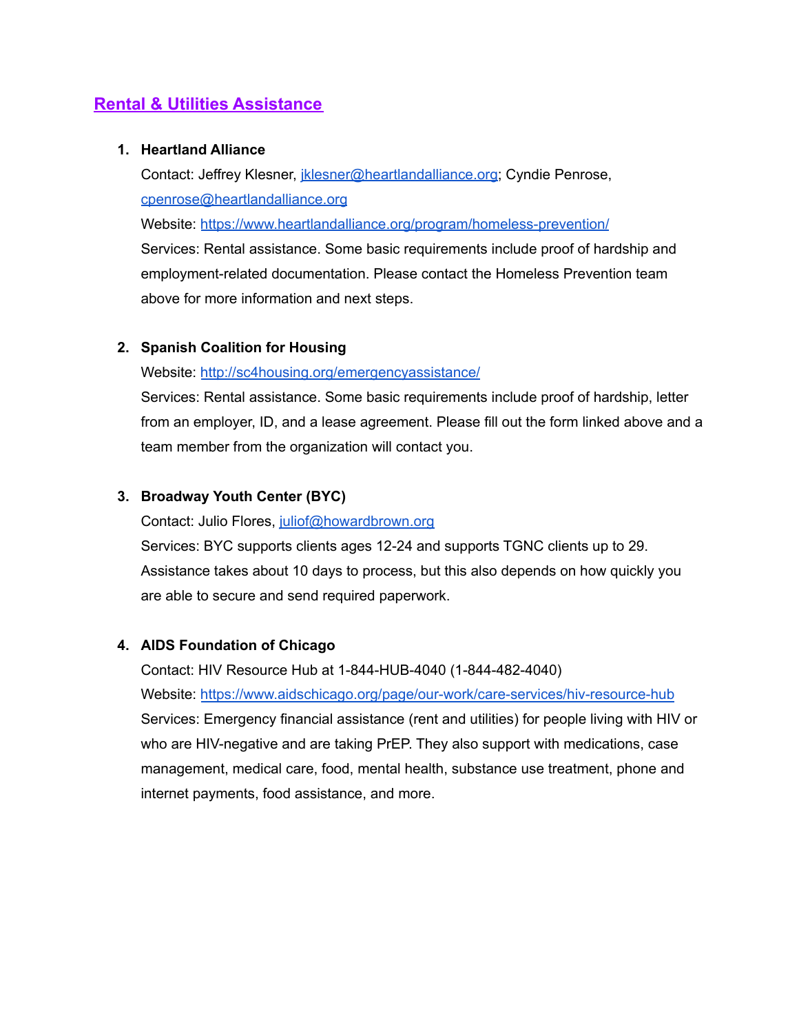## Rental & Utilities Assistance

1. **Heartland Alliance**
   Contact: Jeffrey Klesner, jklesner@heartlandalliance.org; Cyndie Penrose, cpenrose@heartlandalliance.org
   Website: https://www.heartlandalliance.org/program/homeless-prevention/
   Services: Rental assistance. Some basic requirements include proof of hardship and employment-related documentation. Please contact the Homeless Prevention team above for more information and next steps.

2. **Spanish Coalition for Housing**
   Website: http://sc4housing.org/emergencyassistance/
   Services: Rental assistance. Some basic requirements include proof of hardship, letter from an employer, ID, and a lease agreement. Please fill out the form linked above and a team member from the organization will contact you.

3. **Broadway Youth Center (BYC)**
   Contact: Julio Flores, juliof@howardbrown.org
   Services: BYC supports clients ages 12-24 and supports TGNC clients up to 29. Assistance takes about 10 days to process, but this also depends on how quickly you are able to secure and send required paperwork.

4. **AIDS Foundation of Chicago**
   Contact: HIV Resource Hub at 1-844-HUB-4040 (1-844-482-4040)
   Website: https://www.aidschicago.org/page/our-work/care-services/hiv-resource-hub
   Services: Emergency financial assistance (rent and utilities) for people living with HIV or who are HIV-negative and are taking PrEP. They also support with medications, case management, medical care, food, mental health, substance use treatment, phone and internet payments, food assistance, and more.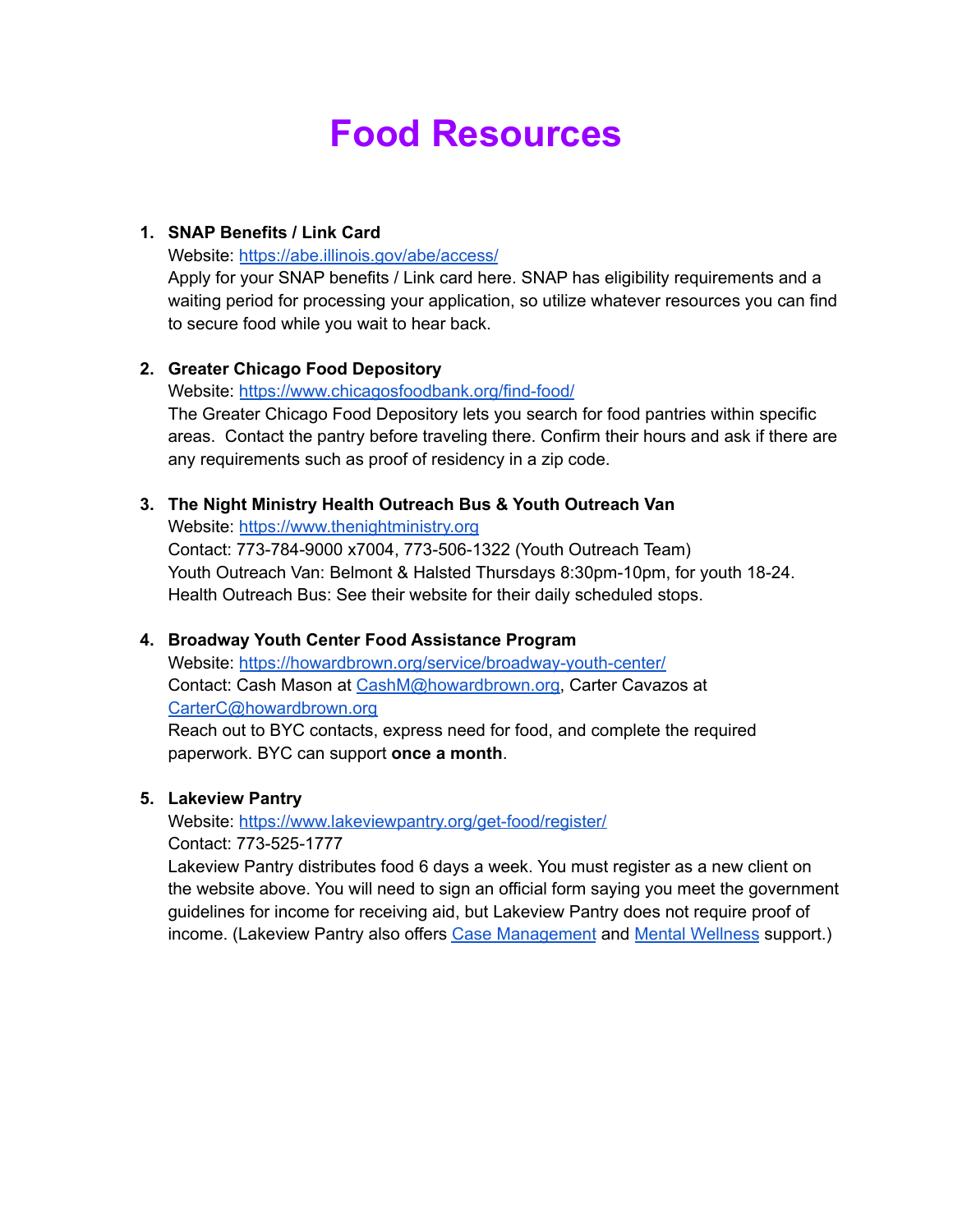# Food Resources

1. **SNAP Benefits / Link Card**
   Website: [https://abe.illinois.gov/abe/access/](https://abe.illinois.gov/abe/access/)
   Apply for your SNAP benefits / Link card here. SNAP has eligibility requirements and a waiting period for processing your application, so utilize whatever resources you can find to secure food while you wait to hear back.

2. **Greater Chicago Food Depository**
   Website: [https://www.chicagosfoodbank.org/find-food/](https://www.chicagosfoodbank.org/find-food/)
   The Greater Chicago Food Depository lets you search for food pantries within specific areas. Contact the pantry before traveling there. Confirm their hours and ask if there are any requirements such as proof of residency in a zip code.

3. **The Night Ministry Health Outreach Bus & Youth Outreach Van**
   Website: [https://www.thenightministry.org](https://www.thenightministry.org)
   Contact: 773-784-9000 x7004, 773-506-1322 (Youth Outreach Team)
   Youth Outreach Van: Belmont & Halsted Thursdays 8:30pm-10pm, for youth 18-24.
   Health Outreach Bus: See their website for their daily scheduled stops.

4. **Broadway Youth Center Food Assistance Program**
   Website: [https://howardbrown.org/service/broadway-youth-center/](https://howardbrown.org/service/broadway-youth-center/)
   Contact: Cash Mason at CashM@howardbrown.org, Carter Cavazos at CarterC@howardbrown.org
   Reach out to BYC contacts, express need for food, and complete the required paperwork. BYC can support **once a month**.

5. **Lakeview Pantry**
   Website: [https://www.lakeviewpantry.org/get-food/register/](https://www.lakeviewpantry.org/get-food/register/)
   Contact: 773-525-1777
   Lakeview Pantry distributes food 6 days a week. You must register as a new client on the website above. You will need to sign an official form saying you meet the government guidelines for income for receiving aid, but Lakeview Pantry does not require proof of income. (Lakeview Pantry also offers Case Management and Mental Wellness support.)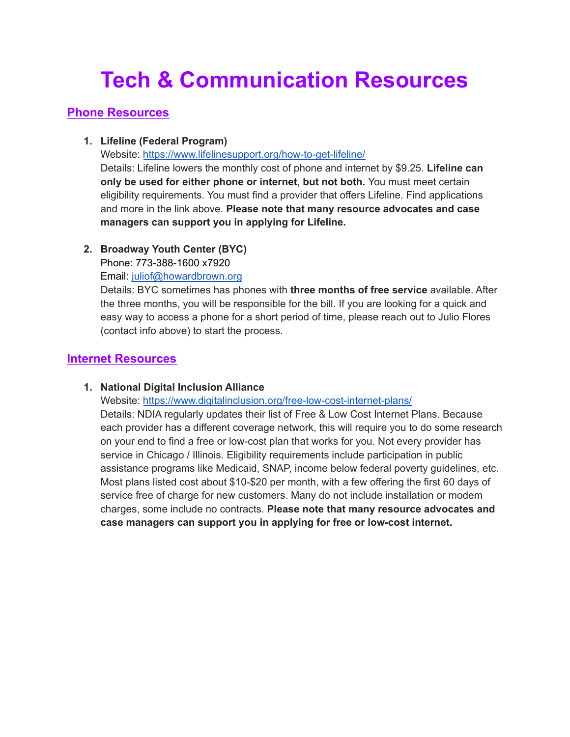# Tech & Communication Resources

## Phone Resources

1. **Lifeline (Federal Program)**
   Website: https://www.lifelinesupport.org/how-to-get-lifeline/
   Details: Lifeline lowers the monthly cost of phone and internet by $9.25. **Lifeline can only be used for either phone or internet, but not both.** You must meet certain eligibility requirements. You must find a provider that offers Lifeline. Find applications and more in the link above. **Please note that many resource advocates and case managers can support you in applying for Lifeline.**

2. **Broadway Youth Center (BYC)**
   Phone: 773-388-1600 x7920
   Email: juliof@howardbrown.org
   Details: BYC sometimes has phones with **three months of free service** available. After the three months, you will be responsible for the bill. If you are looking for a quick and easy way to access a phone for a short period of time, please reach out to Julio Flores (contact info above) to start the process.

## Internet Resources

1. **National Digital Inclusion Alliance**
   Website: https://www.digitalinclusion.org/free-low-cost-internet-plans/
   Details: NDIA regularly updates their list of Free & Low Cost Internet Plans. Because each provider has a different coverage network, this will require you to do some research on your end to find a free or low-cost plan that works for you. Not every provider has service in Chicago / Illinois. Eligibility requirements include participation in public assistance programs like Medicaid, SNAP, income below federal poverty guidelines, etc. Most plans listed cost about $10-$20 per month, with a few offering the first 60 days of service free of charge for new customers. Many do not include installation or modem charges, some include no contracts. **Please note that many resource advocates and case managers can support you in applying for free or low-cost internet.**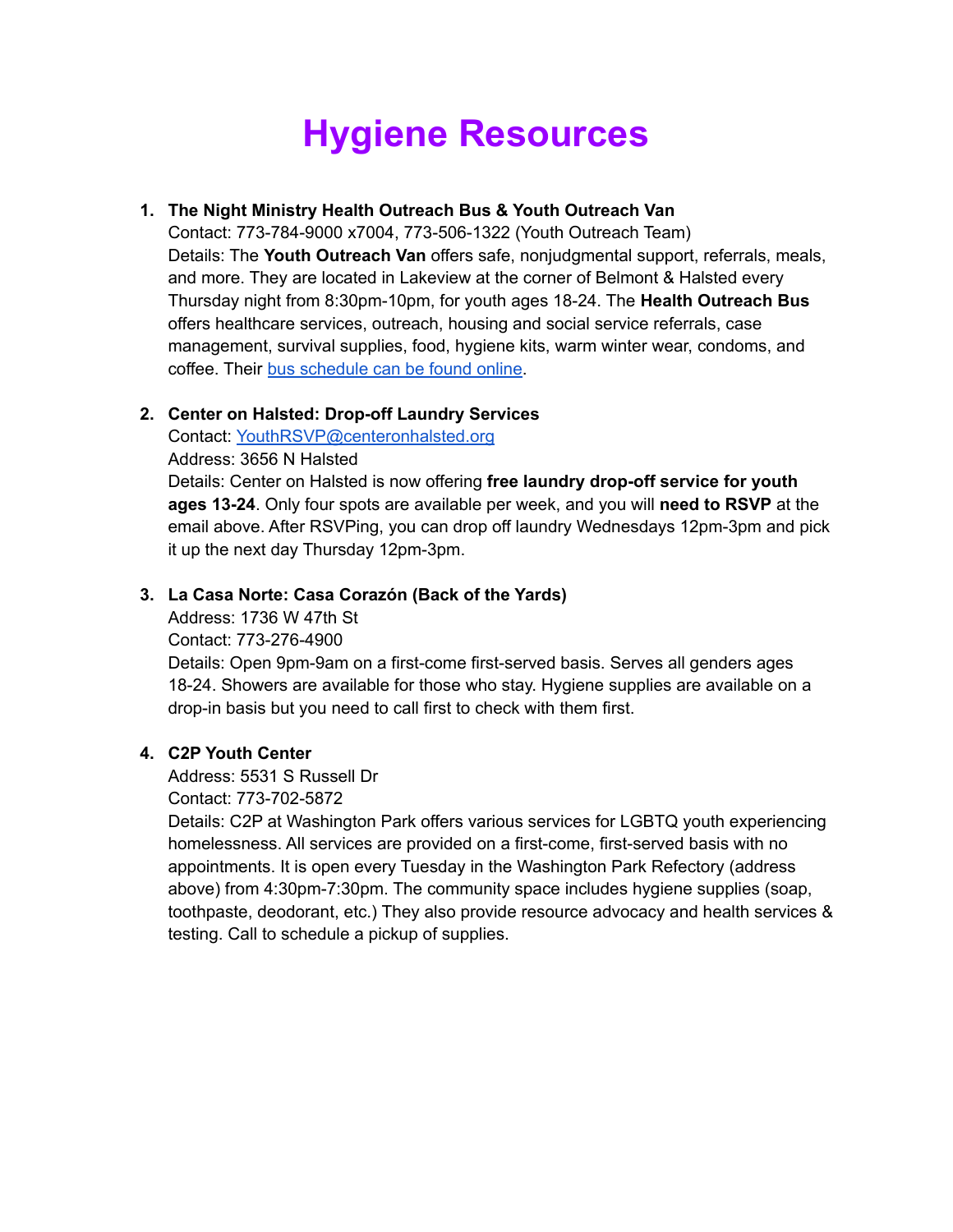# Hygiene Resources

1. **The Night Ministry Health Outreach Bus & Youth Outreach Van**
   Contact: 773-784-9000 x7004, 773-506-1322 (Youth Outreach Team)
   Details: The **Youth Outreach Van** offers safe, nonjudgmental support, referrals, meals, and more. They are located in Lakeview at the corner of Belmont & Halsted every Thursday night from 8:30pm-10pm, for youth ages 18-24. The **Health Outreach Bus** offers healthcare services, outreach, housing and social service referrals, case management, survival supplies, food, hygiene kits, warm winter wear, condoms, and coffee. Their bus schedule can be found online.

2. **Center on Halsted: Drop-off Laundry Services**
   Contact: YouthRSVP@centeronhalsted.org
   Address: 3656 N Halsted
   Details: Center on Halsted is now offering **free laundry drop-off service for youth ages 13-24**. Only four spots are available per week, and you will **need to RSVP** at the email above. After RSVPing, you can drop off laundry Wednesdays 12pm-3pm and pick it up the next day Thursday 12pm-3pm.

3. **La Casa Norte: Casa Corazón (Back of the Yards)**
   Address: 1736 W 47th St
   Contact: 773-276-4900
   Details: Open 9pm-9am on a first-come first-served basis. Serves all genders ages 18-24. Showers are available for those who stay. Hygiene supplies are available on a drop-in basis but you need to call first to check with them first.

4. **C2P Youth Center**
   Address: 5531 S Russell Dr
   Contact: 773-702-5872
   Details: C2P at Washington Park offers various services for LGBTQ youth experiencing homelessness. All services are provided on a first-come, first-served basis with no appointments. It is open every Tuesday in the Washington Park Refectory (address above) from 4:30pm-7:30pm. The community space includes hygiene supplies (soap, toothpaste, deodorant, etc.) They also provide resource advocacy and health services & testing. Call to schedule a pickup of supplies.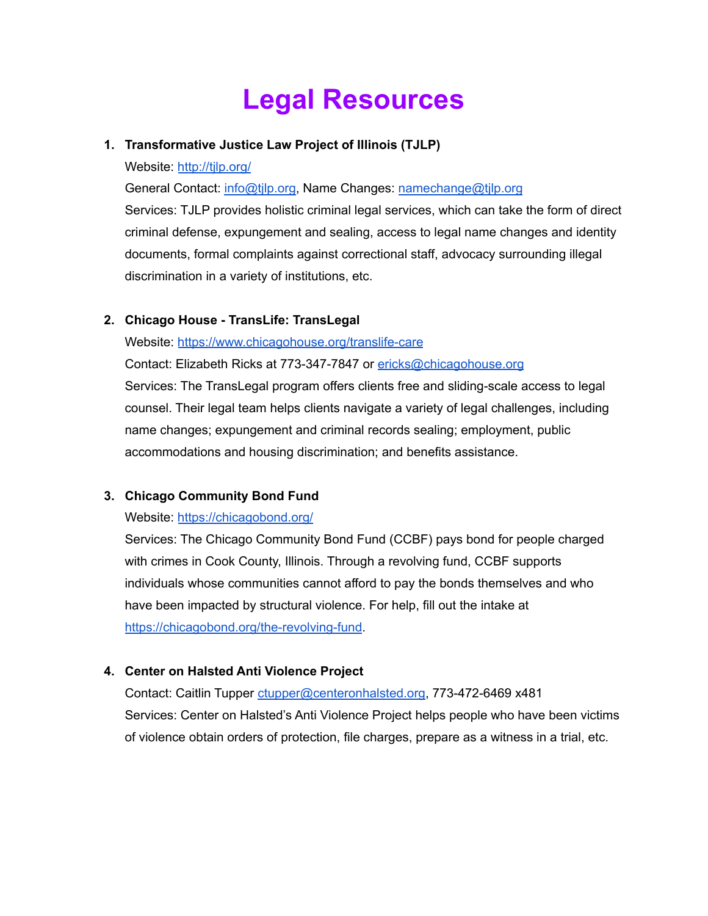# Legal Resources

1. **Transformative Justice Law Project of Illinois (TJLP)**
   Website: [http://tjlp.org/](http://tjlp.org/)
   General Contact: [info@tjlp.org](mailto:info@tjlp.org), Name Changes: [namechange@tjlp.org](mailto:namechange@tjlp.org)
   Services: TJLP provides holistic criminal legal services, which can take the form of direct criminal defense, expungement and sealing, access to legal name changes and identity documents, formal complaints against correctional staff, advocacy surrounding illegal discrimination in a variety of institutions, etc.

2. **Chicago House - TransLife: TransLegal**
   Website: [https://www.chicagohouse.org/translife-care](https://www.chicagohouse.org/translife-care)
   Contact: Elizabeth Ricks at 773-347-7847 or [ericks@chicagohouse.org](mailto:ericks@chicagohouse.org)
   Services: The TransLegal program offers clients free and sliding-scale access to legal counsel. Their legal team helps clients navigate a variety of legal challenges, including name changes; expungement and criminal records sealing; employment, public accommodations and housing discrimination; and benefits assistance.

3. **Chicago Community Bond Fund**
   Website: [https://chicagobond.org/](https://chicagobond.org/)
   Services: The Chicago Community Bond Fund (CCBF) pays bond for people charged with crimes in Cook County, Illinois. Through a revolving fund, CCBF supports individuals whose communities cannot afford to pay the bonds themselves and who have been impacted by structural violence. For help, fill out the intake at [https://chicagobond.org/the-revolving-fund](https://chicagobond.org/the-revolving-fund).

4. **Center on Halsted Anti Violence Project**
   Contact: Caitlin Tupper [ctupper@centeronhalsted.org](mailto:ctupper@centeronhalsted.org), 773-472-6469 x481
   Services: Center on Halsted's Anti Violence Project helps people who have been victims of violence obtain orders of protection, file charges, prepare as a witness in a trial, etc.